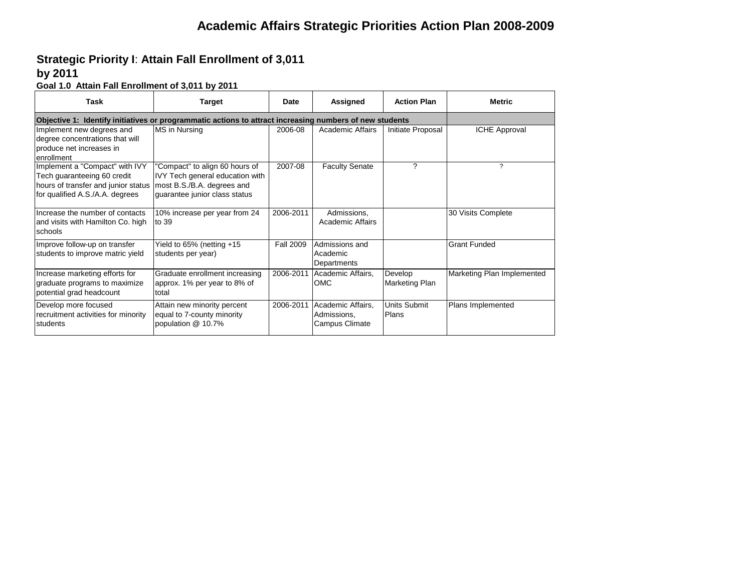# Academic Affairs Strategic Priorities Action Plan 2008-2009

## Strategic Priority I: Attain Fall Enrollment of 3,011 by 2011

### Goal 1.0 Attain Fall Enrollment of 3,011 by 2011

| Task | Target | Date | Assigned | Action Plan | Metric |
|---|---|---|---|---|---|
| **Objective 1: Identify initiatives or programmatic actions to attract increasing numbers of new students** | | | | | |
| Implement new degrees and degree concentrations that will produce net increases in enrollment | MS in Nursing | 2006-08 | Academic Affairs | Initiate Proposal | ICHE Approval |
| Implement a "Compact" with IVY Tech guaranteeing 60 credit hours of transfer and junior status for qualified A.S./A.A. degrees | "Compact" to align 60 hours of IVY Tech general education with most B.S./B.A. degrees and guarantee junior class status | 2007-08 | Faculty Senate | ? | ? |
| Increase the number of contacts and visits with Hamilton Co. high schools | 10% increase per year from 24 to 39 | 2006-2011 | Admissions, Academic Affairs | | 30 Visits Complete |
| Improve follow-up on transfer students to improve matric yield | Yield to 65% (netting +15 students per year) | Fall 2009 | Admissions and Academic Departments | | Grant Funded |
| Increase marketing efforts for graduate programs to maximize potential grad headcount | Graduate enrollment increasing approx. 1% per year to 8% of total | 2006-2011 | Academic Affairs, OMC | Develop Marketing Plan | Marketing Plan Implemented |
| Develop more focused recruitment activities for minority students | Attain new minority percent equal to 7-county minority population @ 10.7% | 2006-2011 | Academic Affairs, Admissions, Campus Climate | Units Submit Plans | Plans Implemented |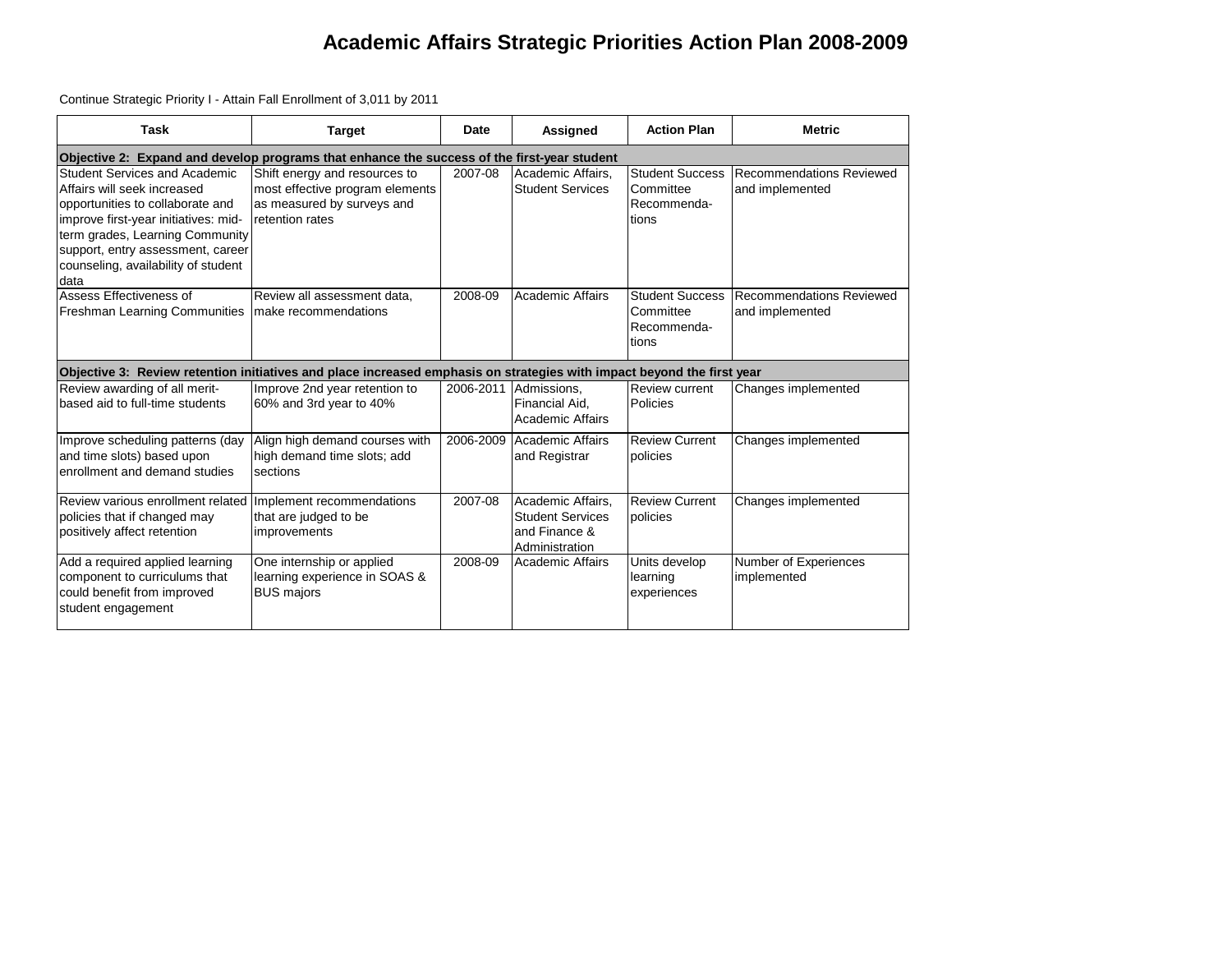# Academic Affairs Strategic Priorities Action Plan 2008-2009

Continue Strategic Priority I - Attain Fall Enrollment of 3,011 by 2011

| Task | Target | Date | Assigned | Action Plan | Metric |
|---|---|---|---|---|---|
| **Objective 2: Expand and develop programs that enhance the success of the first-year student** | | | | | |
| Student Services and Academic Affairs will seek increased opportunities to collaborate and improve first-year initiatives: mid-term grades, Learning Community support, entry assessment, career counseling, availability of student data | Shift energy and resources to most effective program elements as measured by surveys and retention rates | 2007-08 | Academic Affairs, Student Services | Student Success Committee Recommenda-tions | Recommendations Reviewed and implemented |
| Assess Effectiveness of Freshman Learning Communities | Review all assessment data, make recommendations | 2008-09 | Academic Affairs | Student Success Committee Recommenda-tions | Recommendations Reviewed and implemented |
| **Objective 3: Review retention initiatives and place increased emphasis on strategies with impact beyond the first year** | | | | | |
| Review awarding of all merit-based aid to full-time students | Improve 2nd year retention to 60% and 3rd year to 40% | 2006-2011 | Admissions, Financial Aid, Academic Affairs | Review current Policies | Changes implemented |
| Improve scheduling patterns (day and time slots) based upon enrollment and demand studies | Align high demand courses with high demand time slots; add sections | 2006-2009 | Academic Affairs and Registrar | Review Current policies | Changes implemented |
| Review various enrollment related policies that if changed may positively affect retention | Implement recommendations that are judged to be improvements | 2007-08 | Academic Affairs, Student Services and Finance & Administration | Review Current policies | Changes implemented |
| Add a required applied learning component to curriculums that could benefit from improved student engagement | One internship or applied learning experience in SOAS & BUS majors | 2008-09 | Academic Affairs | Units develop learning experiences | Number of Experiences implemented |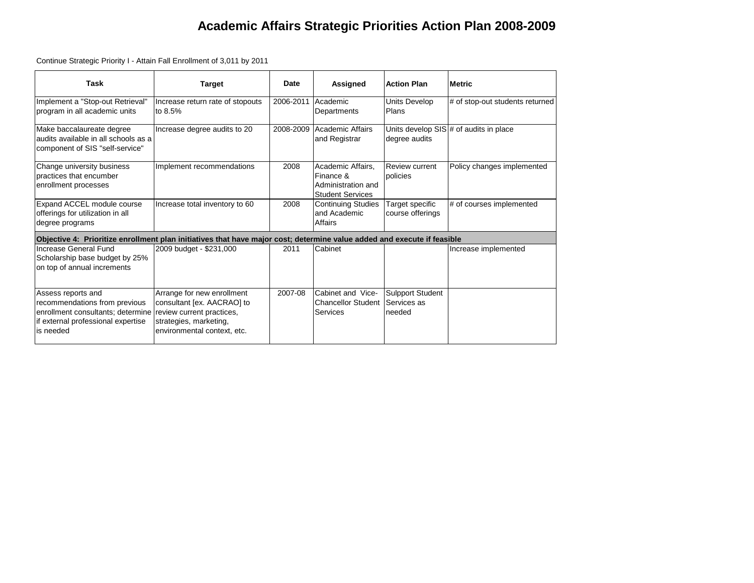# Academic Affairs Strategic Priorities Action Plan 2008-2009

Continue Strategic Priority I - Attain Fall Enrollment of 3,011 by 2011

| Task | Target | Date | Assigned | Action Plan | Metric |
|---|---|---|---|---|---|
| Implement a "Stop-out Retrieval" program in all academic units | Increase return rate of stopouts to 8.5% | 2006-2011 | Academic Departments | Units Develop Plans | # of stop-out students returned |
| Make baccalaureate degree audits available in all schools as a component of SIS "self-service" | Increase degree audits to 20 | 2008-2009 | Academic Affairs and Registrar | Units develop SIS degree audits | # of audits in place |
| Change university business practices that encumber enrollment processes | Implement recommendations | 2008 | Academic Affairs, Finance & Administration and Student Services | Review current policies | Policy changes implemented |
| Expand ACCEL module course offerings for utilization in all degree programs | Increase total inventory to 60 | 2008 | Continuing Studies and Academic Affairs | Target specific course offerings | # of courses implemented |
| **Objective 4: Prioritize enrollment plan initiatives that have major cost; determine value added and execute if feasible** | | | | | |
| Increase General Fund Scholarship base budget by 25% on top of annual increments | 2009 budget - $231,000 | 2011 | Cabinet | | Increase implemented |
| Assess reports and recommendations from previous enrollment consultants; determine if external professional expertise is needed | Arrange for new enrollment consultant [ex. AACRAO] to review current practices, strategies, marketing, environmental context, etc. | 2007-08 | Cabinet and Vice-Chancellor Student Services | Sulpport Student Services as needed | |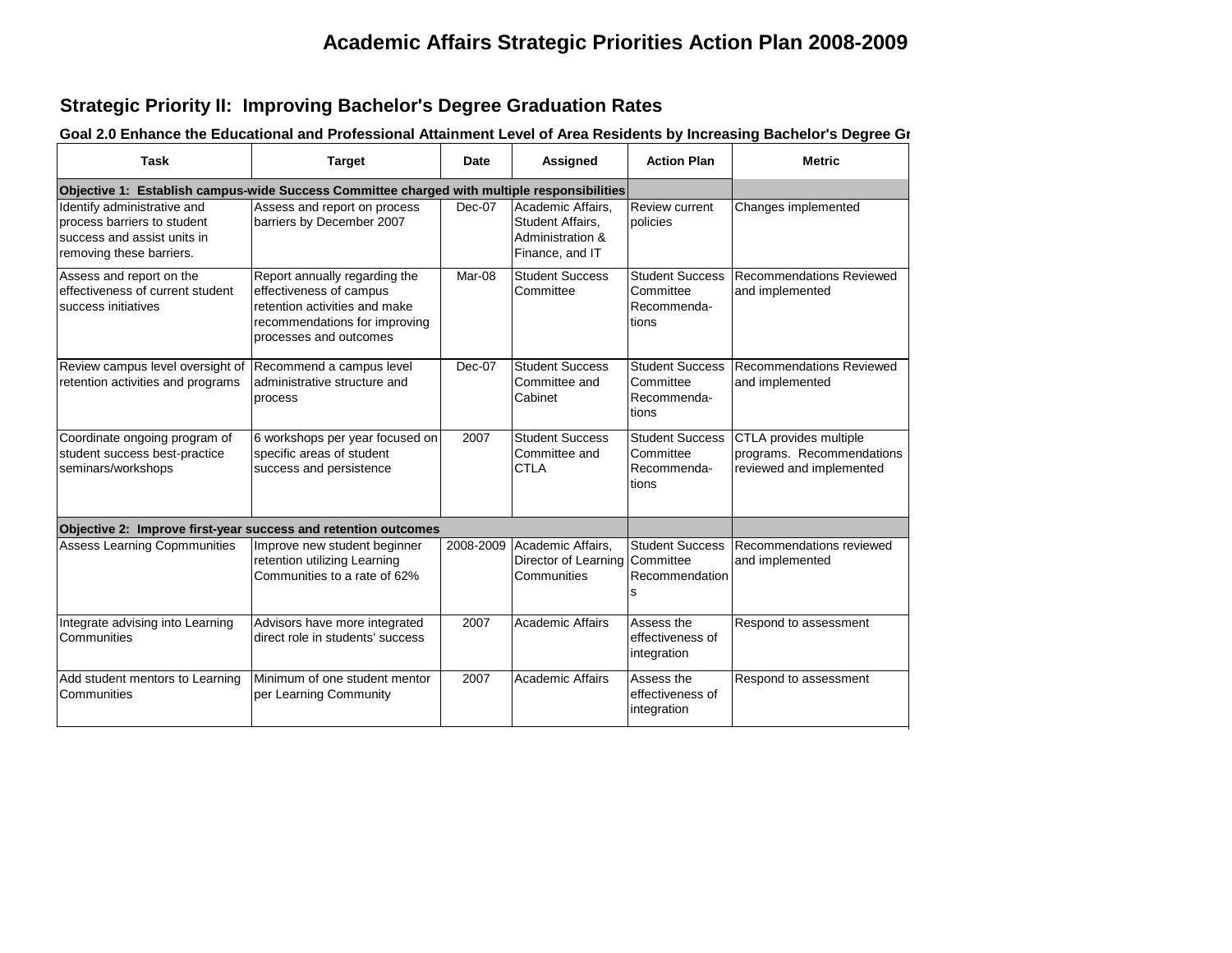# Academic Affairs Strategic Priorities Action Plan 2008-2009

## Strategic Priority II: Improving Bachelor's Degree Graduation Rates

### Goal 2.0 Enhance the Educational and Professional Attainment Level of Area Residents by Increasing Bachelor's Degree Gr

| Task | Target | Date | Assigned | Action Plan | Metric |
|---|---|---|---|---|---|
| **Objective 1: Establish campus-wide Success Committee charged with multiple responsibilities** | | | | | |
| Identify administrative and process barriers to student success and assist units in removing these barriers. | Assess and report on process barriers by December 2007 | Dec-07 | Academic Affairs, Student Affairs, Administration & Finance, and IT | Review current policies | Changes implemented |
| Assess and report on the effectiveness of current student success initiatives | Report annually regarding the effectiveness of campus retention activities and make recommendations for improving processes and outcomes | Mar-08 | Student Success Committee | Student Success Committee Recommenda-tions | Recommendations Reviewed and implemented |
| Review campus level oversight of retention activities and programs | Recommend a campus level administrative structure and process | Dec-07 | Student Success Committee and Cabinet | Student Success Committee Recommenda-tions | Recommendations Reviewed and implemented |
| Coordinate ongoing program of student success best-practice seminars/workshops | 6 workshops per year focused on specific areas of student success and persistence | 2007 | Student Success Committee and CTLA | Student Success Committee Recommenda-tions | CTLA provides multiple programs. Recommendations reviewed and implemented |
| **Objective 2: Improve first-year success and retention outcomes** | | | | | |
| Assess Learning Copmmunities | Improve new student beginner retention utilizing Learning Communities to a rate of 62% | 2008-2009 | Academic Affairs, Director of Learning Communities | Student Success Committee Recommendations | Recommendations reviewed and implemented |
| Integrate advising into Learning Communities | Advisors have more integrated direct role in students' success | 2007 | Academic Affairs | Assess the effectiveness of integration | Respond to assessment |
| Add student mentors to Learning Communities | Minimum of one student mentor per Learning Community | 2007 | Academic Affairs | Assess the effectiveness of integration | Respond to assessment |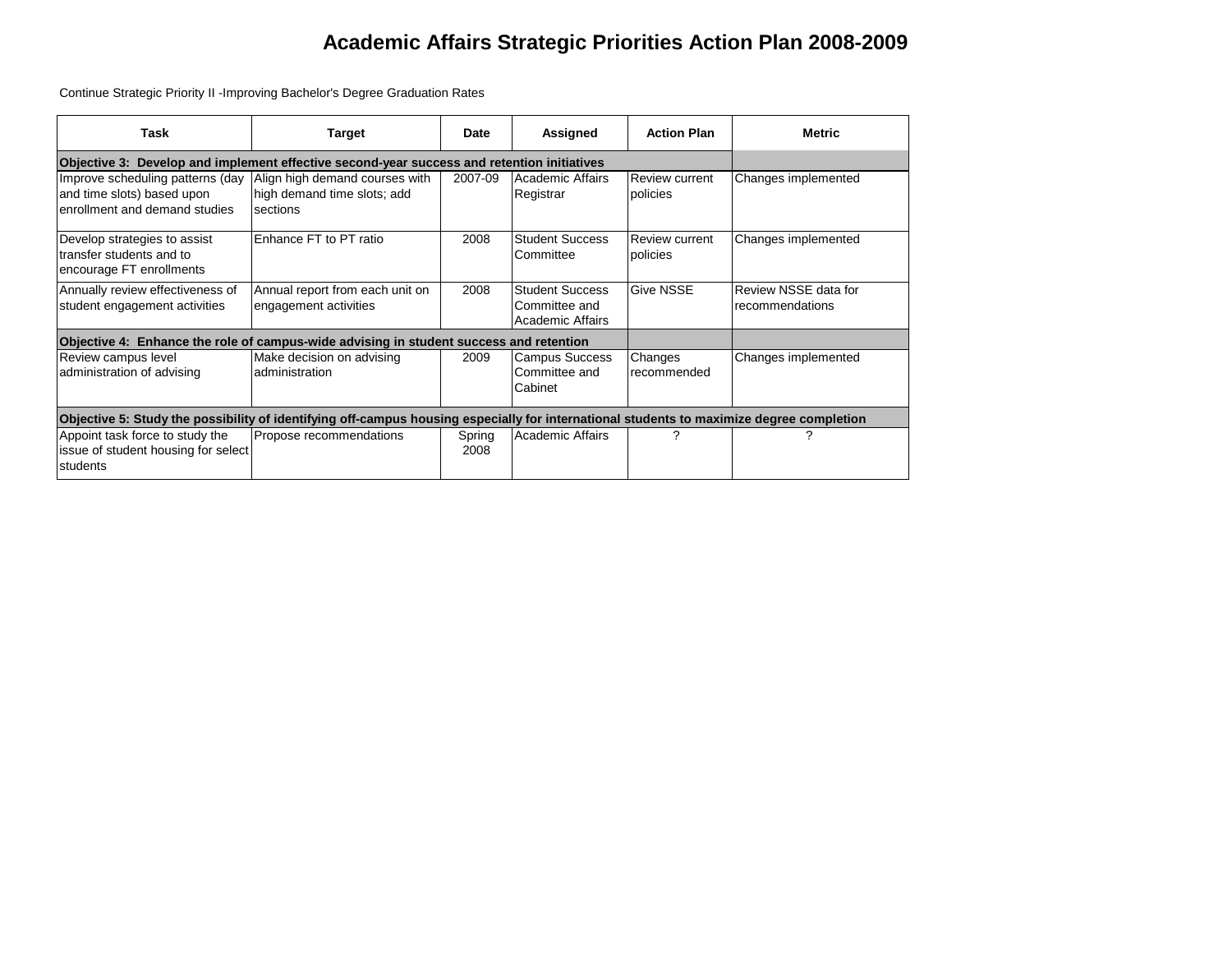# Academic Affairs Strategic Priorities Action Plan 2008-2009

Continue Strategic Priority II -Improving Bachelor's Degree Graduation Rates

| Task | Target | Date | Assigned | Action Plan | Metric |
|---|---|---|---|---|---|
| **Objective 3: Develop and implement effective second-year success and retention initiatives** | | | | | |
| Improve scheduling patterns (day and time slots) based upon enrollment and demand studies | Align high demand courses with high demand time slots; add sections | 2007-09 | Academic Affairs Registrar | Review current policies | Changes implemented |
| Develop strategies to assist transfer students and to encourage FT enrollments | Enhance FT to PT ratio | 2008 | Student Success Committee | Review current policies | Changes implemented |
| Annually review effectiveness of student engagement activities | Annual report from each unit on engagement activities | 2008 | Student Success Committee and Academic Affairs | Give NSSE | Review NSSE data for recommendations |
| **Objective 4: Enhance the role of campus-wide advising in student success and retention** | | | | | |
| Review campus level administration of advising | Make decision on advising administration | 2009 | Campus Success Committee and Cabinet | Changes recommended | Changes implemented |
| **Objective 5: Study the possibility of identifying off-campus housing especially for international students to maximize degree completion** | | | | | |
| Appoint task force to study the issue of student housing for select students | Propose recommendations | Spring 2008 | Academic Affairs | ? | ? |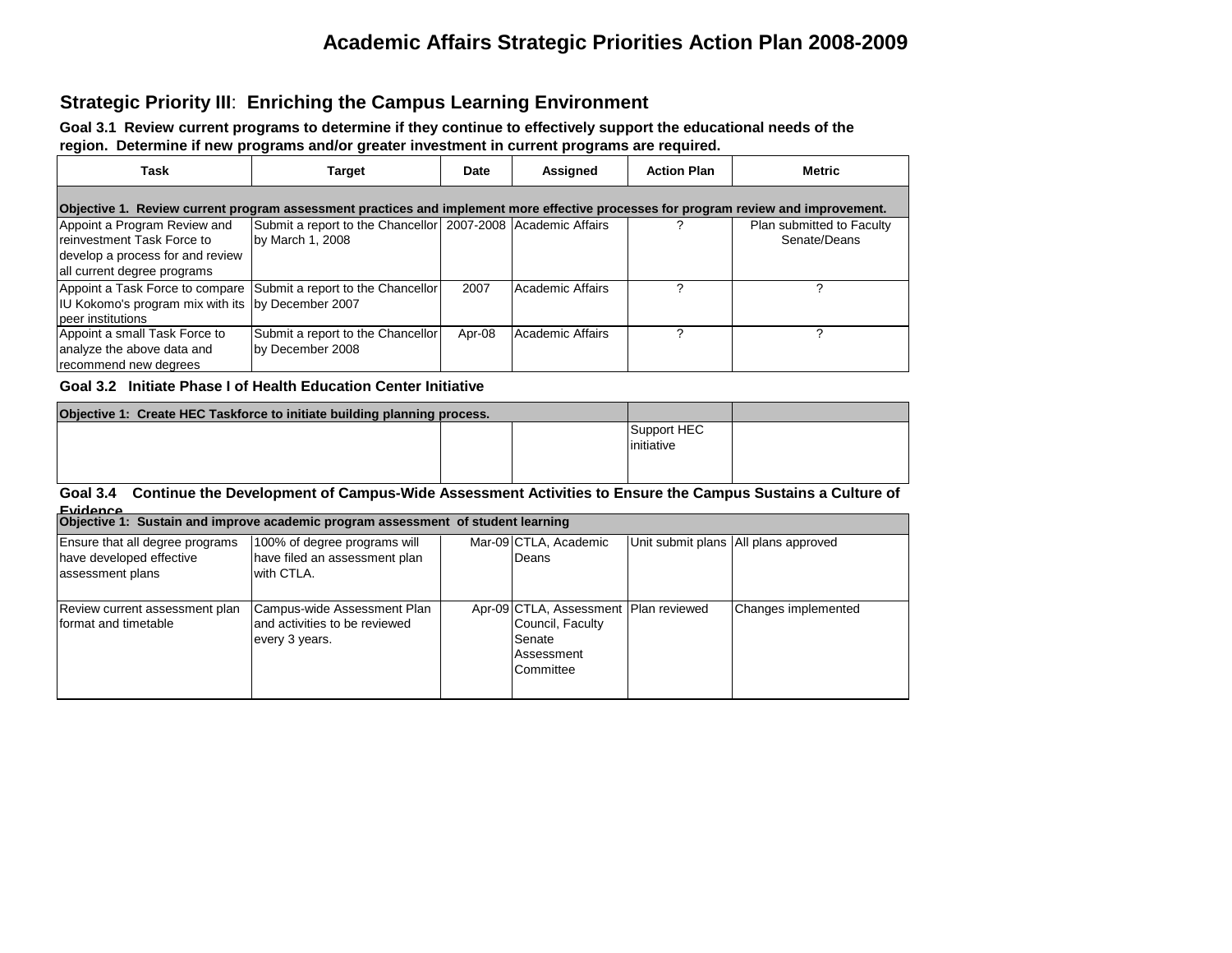# Academic Affairs Strategic Priorities Action Plan 2008-2009

## Strategic Priority III: Enriching the Campus Learning Environment

**Goal 3.1 Review current programs to determine if they continue to effectively support the educational needs of the region. Determine if new programs and/or greater investment in current programs are required.**

| Task | Target | Date | Assigned | Action Plan | Metric |
|---|---|---|---|---|---|
| **Objective 1. Review current program assessment practices and implement more effective processes for program review and improvement.** | | | | | |
| Appoint a Program Review and reinvestment Task Force to develop a process for and review all current degree programs | Submit a report to the Chancellor by March 1, 2008 | 2007-2008 | Academic Affairs | ? | Plan submitted to Faculty Senate/Deans |
| Appoint a Task Force to compare IU Kokomo's program mix with its peer institutions | Submit a report to the Chancellor by December 2007 | 2007 | Academic Affairs | ? | ? |
| Appoint a small Task Force to analyze the above data and recommend new degrees | Submit a report to the Chancellor by December 2008 | Apr-08 | Academic Affairs | ? | ? |

**Goal 3.2 Initiate Phase I of Health Education Center Initiative**

| Task | Target | Date | Assigned | Action Plan | Metric |
|---|---|---|---|---|---|
| **Objective 1: Create HEC Taskforce to initiate building planning process.** | | | | | |
| | | | | Support HEC initiative | |

**Goal 3.4 Continue the Development of Campus-Wide Assessment Activities to Ensure the Campus Sustains a Culture of Evidence**

| Task | Target | Date | Assigned | Action Plan | Metric |
|---|---|---|---|---|---|
| **Objective 1: Sustain and improve academic program assessment of student learning** | | | | | |
| Ensure that all degree programs have developed effective assessment plans | 100% of degree programs will have filed an assessment plan with CTLA. | Mar-09 | CTLA, Academic Deans | Unit submit plans | All plans approved |
| Review current assessment plan format and timetable | Campus-wide Assessment Plan and activities to be reviewed every 3 years. | Apr-09 | CTLA, Assessment Council, Faculty Senate Assessment Committee | Plan reviewed | Changes implemented |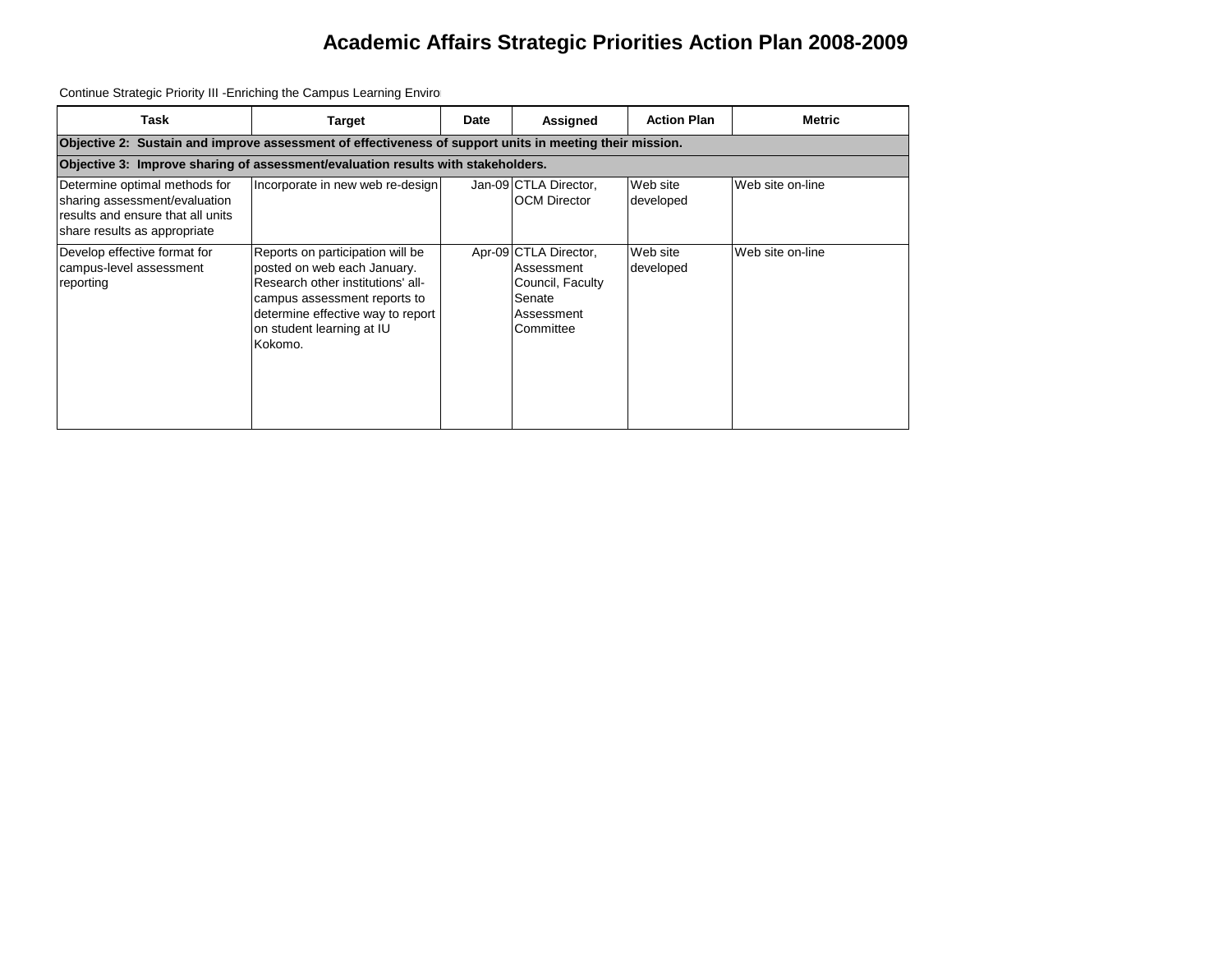# Academic Affairs Strategic Priorities Action Plan 2008-2009

Continue Strategic Priority III -Enriching the Campus Learning Enviro

| Task | Target | Date | Assigned | Action Plan | Metric |
|---|---|---|---|---|---|
| **Objective 2: Sustain and improve assessment of effectiveness of support units in meeting their mission.** | | | | | |
| **Objective 3: Improve sharing of assessment/evaluation results with stakeholders.** | | | | | |
| Determine optimal methods for sharing assessment/evaluation results and ensure that all units share results as appropriate | Incorporate in new web re-design | Jan-09 | CTLA Director, OCM Director | Web site developed | Web site on-line |
| Develop effective format for campus-level assessment reporting | Reports on participation will be posted on web each January. Research other institutions' all-campus assessment reports to determine effective way to report on student learning at IU Kokomo. | Apr-09 | CTLA Director, Assessment Council, Faculty Senate Assessment Committee | Web site developed | Web site on-line |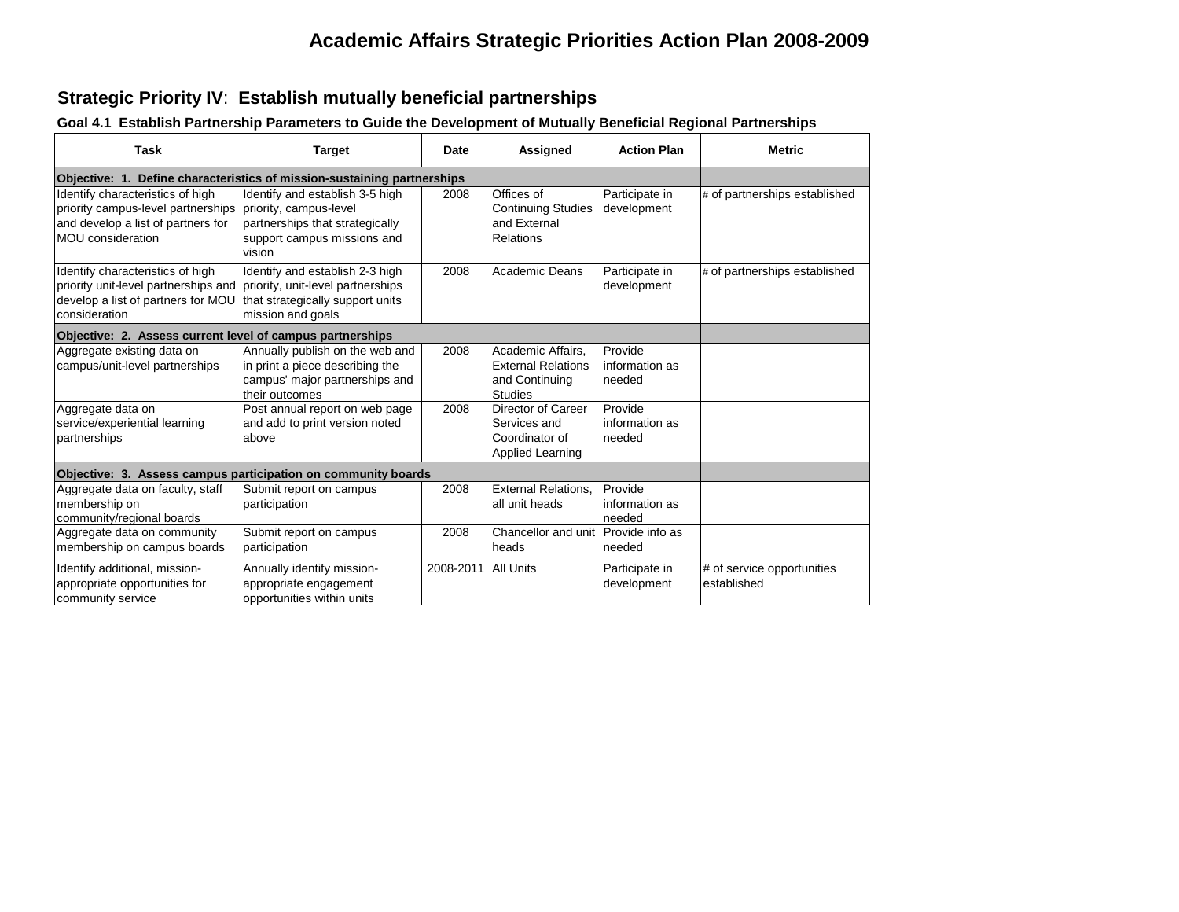# Academic Affairs Strategic Priorities Action Plan 2008-2009

## Strategic Priority IV: Establish mutually beneficial partnerships

### Goal 4.1 Establish Partnership Parameters to Guide the Development of Mutually Beneficial Regional Partnerships

| Task | Target | Date | Assigned | Action Plan | Metric |
|---|---|---|---|---|---|
| **Objective: 1. Define characteristics of mission-sustaining partnerships** | | | | | |
| Identify characteristics of high priority campus-level partnerships and develop a list of partners for MOU consideration | Identify and establish 3-5 high priority, campus-level partnerships that strategically support campus missions and vision | 2008 | Offices of Continuing Studies and External Relations | Participate in development | # of partnerships established |
| Identify characteristics of high priority unit-level partnerships and develop a list of partners for MOU consideration | Identify and establish 2-3 high priority, unit-level partnerships that strategically support units mission and goals | 2008 | Academic Deans | Participate in development | # of partnerships established |
| **Objective: 2. Assess current level of campus partnerships** | | | | | |
| Aggregate existing data on campus/unit-level partnerships | Annually publish on the web and in print a piece describing the campus' major partnerships and their outcomes | 2008 | Academic Affairs, External Relations and Continuing Studies | Provide information as needed | |
| Aggregate data on service/experiential learning partnerships | Post annual report on web page and add to print version noted above | 2008 | Director of Career Services and Coordinator of Applied Learning | Provide information as needed | |
| **Objective: 3. Assess campus participation on community boards** | | | | | |
| Aggregate data on faculty, staff membership on community/regional boards | Submit report on campus participation | 2008 | External Relations, all unit heads | Provide information as needed | |
| Aggregate data on community membership on campus boards | Submit report on campus participation | 2008 | Chancellor and unit heads | Provide info as needed | |
| Identify additional, mission-appropriate opportunities for community service | Annually identify mission-appropriate engagement opportunities within units | 2008-2011 | All Units | Participate in development | # of service opportunities established |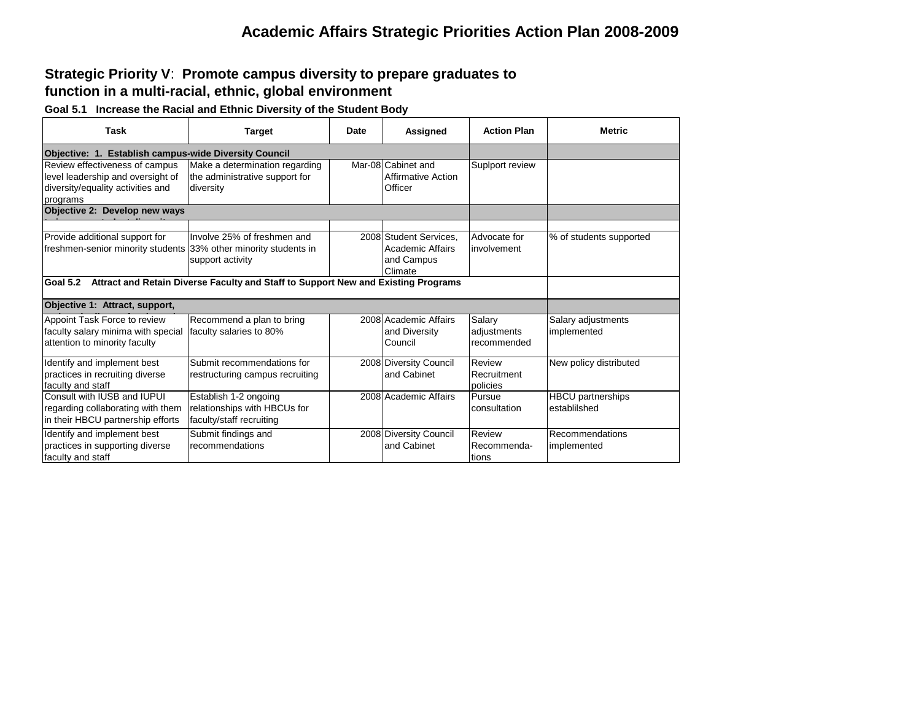# Academic Affairs Strategic Priorities Action Plan 2008-2009

## Strategic Priority V: Promote campus diversity to prepare graduates to function in a multi-racial, ethnic, global environment

### Goal 5.1 Increase the Racial and Ethnic Diversity of the Student Body

| Task | Target | Date | Assigned | Action Plan | Metric |
|---|---|---|---|---|---|
| **Objective: 1. Establish campus-wide Diversity Council** | | | | | |
| Review effectiveness of campus level leadership and oversight of diversity/equality activities and programs | Make a determination regarding the administrative support for diversity | Mar-08 | Cabinet and Affirmative Action Officer | Suplport review | |
| **Objective 2: Develop new ways** | | | | | |
| | | | | | |
| Provide additional support for freshmen-senior minority students | Involve 25% of freshmen and 33% other minority students in support activity | 2008 | Student Services, Academic Affairs and Campus Climate | Advocate for involvement | % of students supported |
| **Goal 5.2 Attract and Retain Diverse Faculty and Staff to Support New and Existing Programs** | | | | | |
| **Objective 1: Attract, support,** | | | | | |
| Appoint Task Force to review faculty salary minima with special attention to minority faculty | Recommend a plan to bring faculty salaries to 80% | 2008 | Academic Affairs and Diversity Council | Salary adjustments recommended | Salary adjustments implemented |
| Identify and implement best practices in recruiting diverse faculty and staff | Submit recommendations for restructuring campus recruiting | 2008 | Diversity Council and Cabinet | Review Recruitment policies | New policy distributed |
| Consult with IUSB and IUPUI regarding collaborating with them in their HBCU partnership efforts | Establish 1-2 ongoing relationships with HBCUs for faculty/staff recruiting | 2008 | Academic Affairs | Pursue consultation | HBCU partnerships establilshed |
| Identify and implement best practices in supporting diverse faculty and staff | Submit findings and recommendations | 2008 | Diversity Council and Cabinet | Review Recommenda-tions | Recommendations implemented |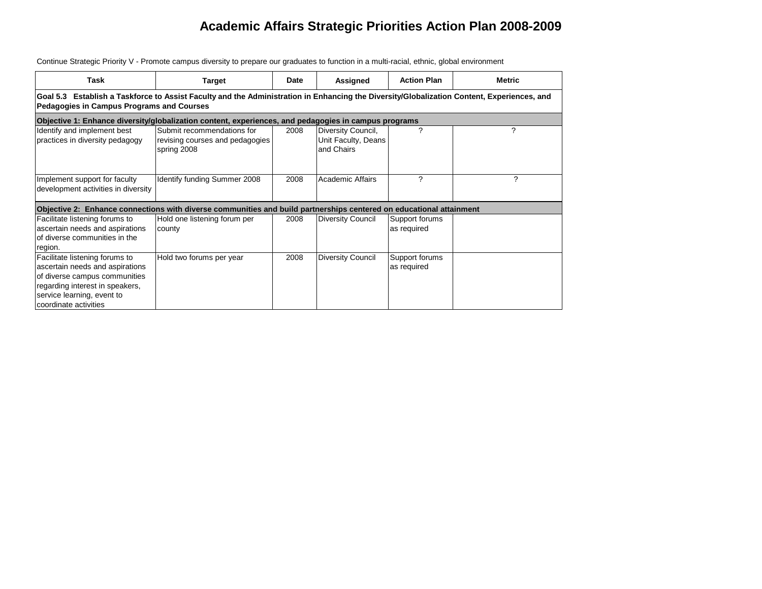# Academic Affairs Strategic Priorities Action Plan 2008-2009

Continue Strategic Priority V - Promote campus diversity to prepare our graduates to function in a multi-racial, ethnic, global environment

| Task | Target | Date | Assigned | Action Plan | Metric |
|---|---|---|---|---|---|
| **Goal 5.3 Establish a Taskforce to Assist Faculty and the Administration in Enhancing the Diversity/Globalization Content, Experiences, and Pedagogies in Campus Programs and Courses** | | | | | |
| **Objective 1: Enhance diversity/globalization content, experiences, and pedagogies in campus programs** | | | | | |
| Identify and implement best practices in diversity pedagogy | Submit recommendations for revising courses and pedagogies spring 2008 | 2008 | Diversity Council, Unit Faculty, Deans and Chairs | ? | ? |
| Implement support for faculty development activities in diversity | Identify funding Summer 2008 | 2008 | Academic Affairs | ? | ? |
| **Objective 2: Enhance connections with diverse communities and build partnerships centered on educational attainment** | | | | | |
| Facilitate listening forums to ascertain needs and aspirations of diverse communities in the region. | Hold one listening forum per county | 2008 | Diversity Council | Support forums as required | |
| Facilitate listening forums to ascertain needs and aspirations of diverse campus communities regarding interest in speakers, service learning, event to coordinate activities | Hold two forums per year | 2008 | Diversity Council | Support forums as required | |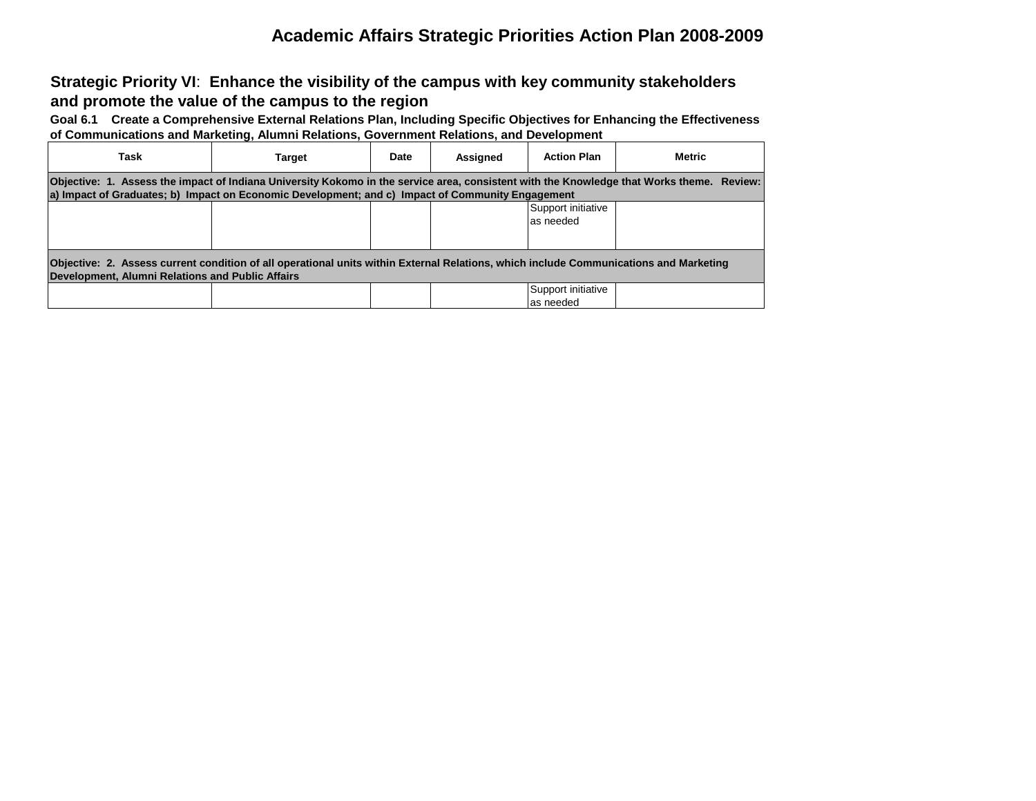# Academic Affairs Strategic Priorities Action Plan 2008-2009

## Strategic Priority VI: Enhance the visibility of the campus with key community stakeholders and promote the value of the campus to the region

### Goal 6.1 Create a Comprehensive External Relations Plan, Including Specific Objectives for Enhancing the Effectiveness of Communications and Marketing, Alumni Relations, Government Relations, and Development

| Task | Target | Date | Assigned | Action Plan | Metric |
|---|---|---|---|---|---|
| **Objective: 1. Assess the impact of Indiana University Kokomo in the service area, consistent with the Knowledge that Works theme. Review: a) Impact of Graduates; b) Impact on Economic Development; and c) Impact of Community Engagement** | | | | | |
| | | | | Support initiative as needed | |
| **Objective: 2. Assess current condition of all operational units within External Relations, which include Communications and Marketing Development, Alumni Relations and Public Affairs** | | | | | |
| | | | | Support initiative as needed | |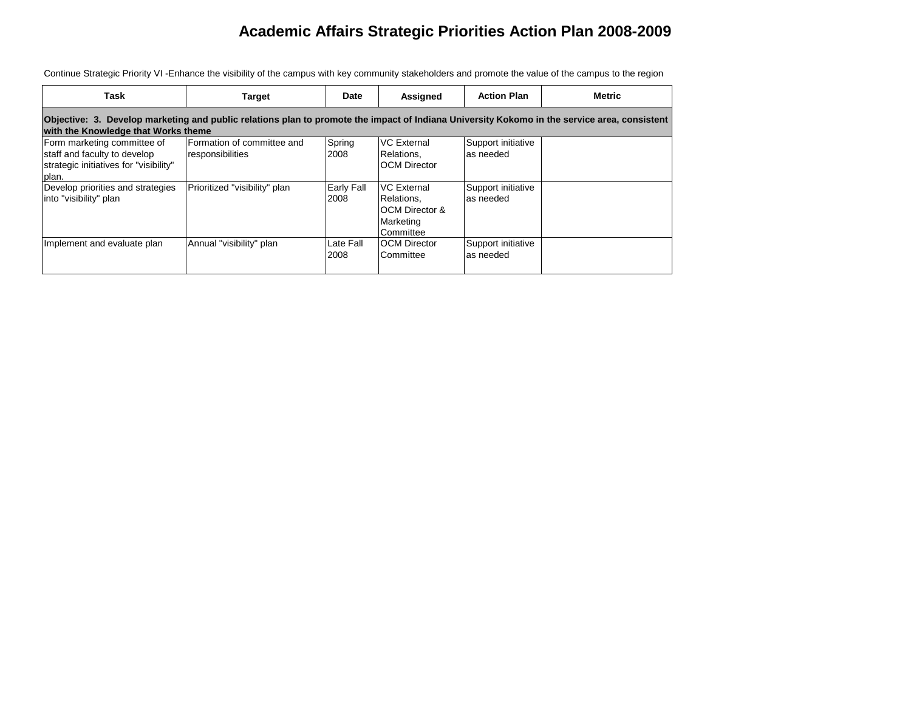# Academic Affairs Strategic Priorities Action Plan 2008-2009

Continue Strategic Priority VI -Enhance the visibility of the campus with key community stakeholders and promote the value of the campus to the region

| Task | Target | Date | Assigned | Action Plan | Metric |
|---|---|---|---|---|---|
| **Objective: 3. Develop marketing and public relations plan to promote the impact of Indiana University Kokomo in the service area, consistent with the Knowledge that Works theme** | | | | | |
| Form marketing committee of staff and faculty to develop strategic initiatives for "visibility" plan. | Formation of committee and responsibilities | Spring 2008 | VC External Relations, OCM Director | Support initiative as needed | |
| Develop priorities and strategies into "visibility" plan | Prioritized "visibility" plan | Early Fall 2008 | VC External Relations, OCM Director & Marketing Committee | Support initiative as needed | |
| Implement and evaluate plan | Annual "visibility" plan | Late Fall 2008 | OCM Director Committee | Support initiative as needed | |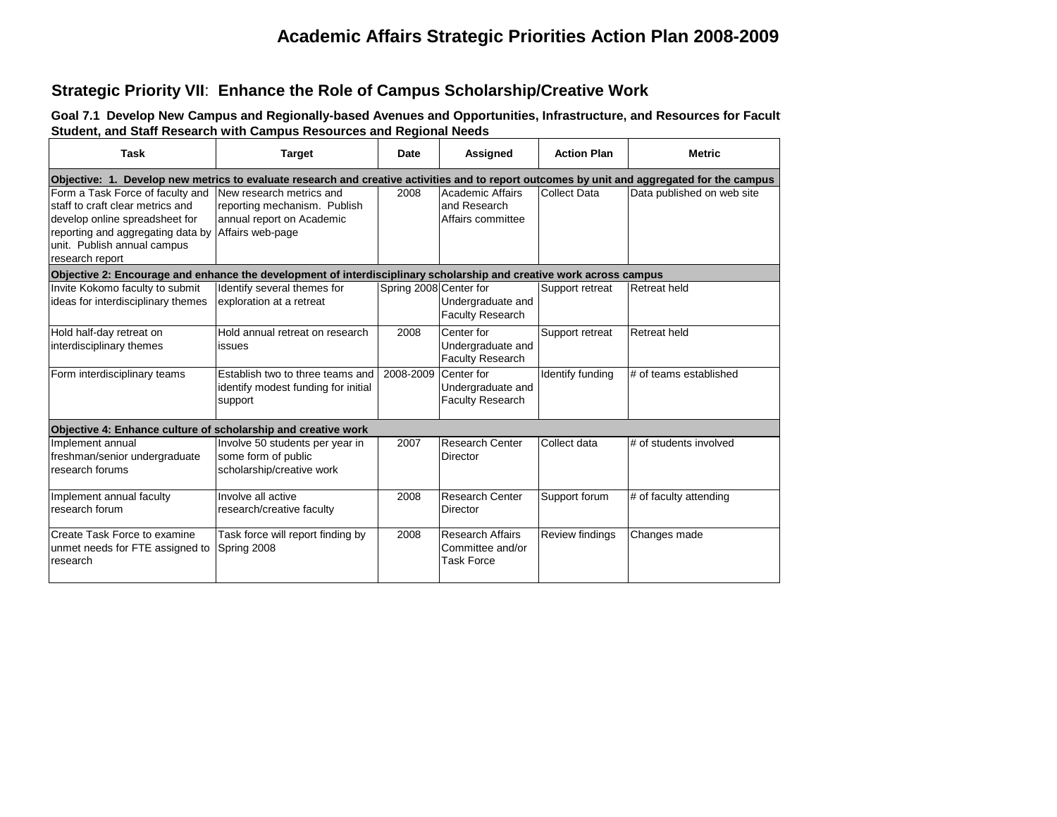# Academic Affairs Strategic Priorities Action Plan 2008-2009

## Strategic Priority VII: Enhance the Role of Campus Scholarship/Creative Work

### Goal 7.1 Develop New Campus and Regionally-based Avenues and Opportunities, Infrastructure, and Resources for Faculty, Student, and Staff Research with Campus Resources and Regional Needs

| Task | Target | Date | Assigned | Action Plan | Metric |
|---|---|---|---|---|---|
| **Objective: 1. Develop new metrics to evaluate research and creative activities and to report outcomes by unit and aggregated for the campus** | | | | | |
| Form a Task Force of faculty and staff to craft clear metrics and develop online spreadsheet for reporting and aggregating data by unit. Publish annual campus research report | New research metrics and reporting mechanism. Publish annual report on Academic Affairs web-page | 2008 | Academic Affairs and Research Affairs committee | Collect Data | Data published on web site |
| **Objective 2: Encourage and enhance the development of interdisciplinary scholarship and creative work across campus** | | | | | |
| Invite Kokomo faculty to submit ideas for interdisciplinary themes | Identify several themes for exploration at a retreat | Spring 2008 | Center for Undergraduate and Faculty Research | Support retreat | Retreat held |
| Hold half-day retreat on interdisciplinary themes | Hold annual retreat on research issues | 2008 | Center for Undergraduate and Faculty Research | Support retreat | Retreat held |
| Form interdisciplinary teams | Establish two to three teams and identify modest funding for initial support | 2008-2009 | Center for Undergraduate and Faculty Research | Identify funding | # of teams established |
| **Objective 4: Enhance culture of scholarship and creative work** | | | | | |
| Implement annual freshman/senior undergraduate research forums | Involve 50 students per year in some form of public scholarship/creative work | 2007 | Research Center Director | Collect data | # of students involved |
| Implement annual faculty research forum | Involve all active research/creative faculty | 2008 | Research Center Director | Support forum | # of faculty attending |
| Create Task Force to examine unmet needs for FTE assigned to research | Task force will report finding by Spring 2008 | 2008 | Research Affairs Committee and/or Task Force | Review findings | Changes made |